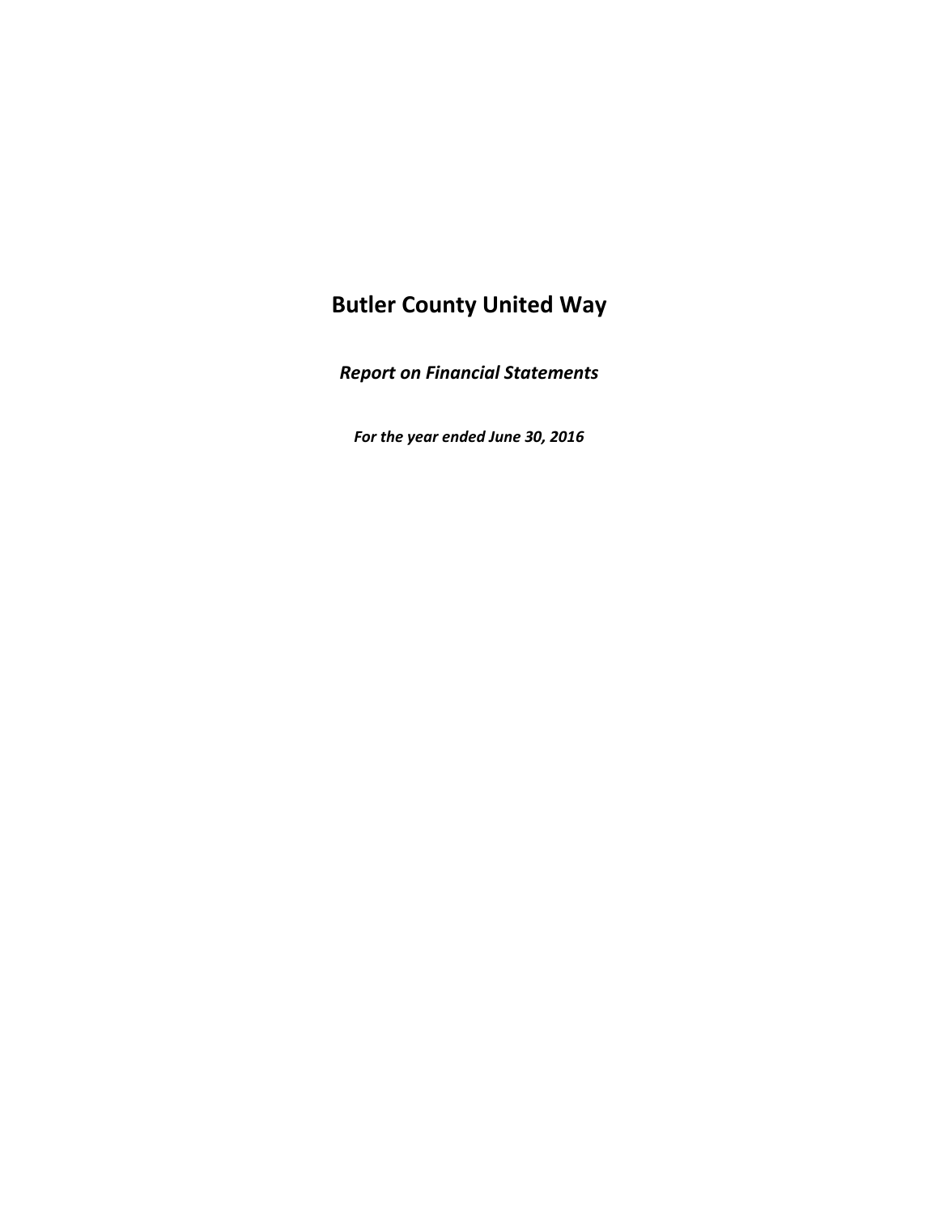# Butler County United Way

***Report on Financial Statements***

***For the year ended June 30, 2016***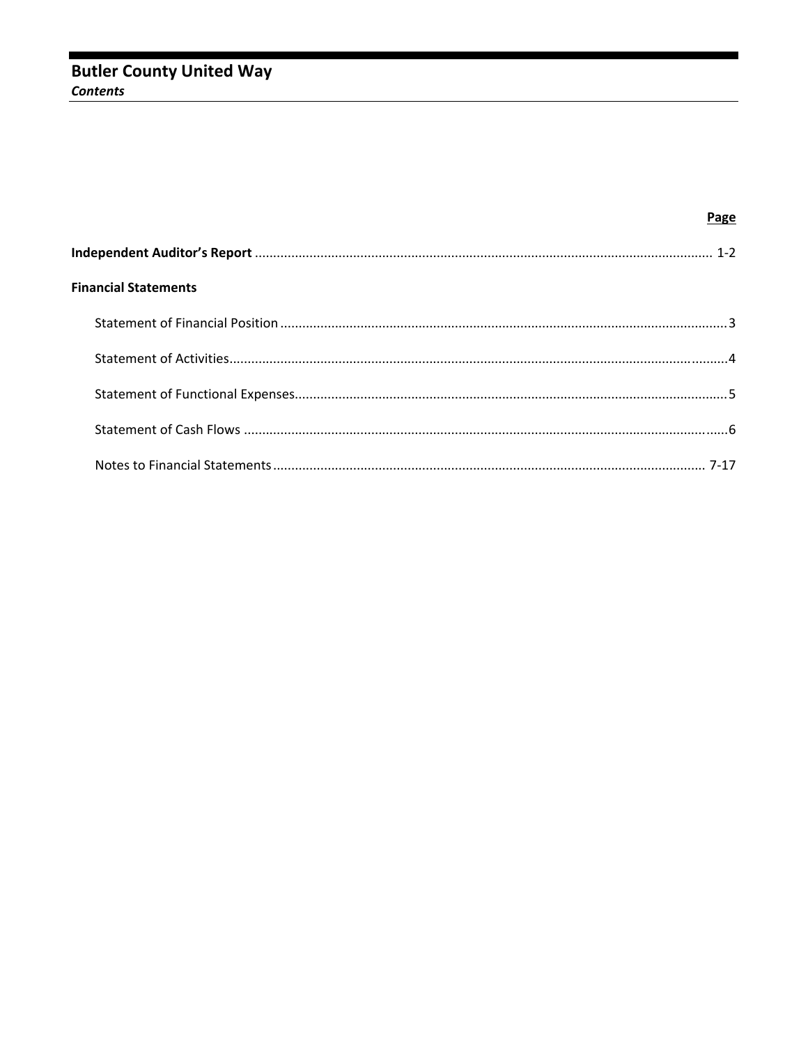# Butler County United Way

***Contents***

| | Page |
|---|---|
| **Independent Auditor's Report** | 1-2 |
| **Financial Statements** | |
| Statement of Financial Position | 3 |
| Statement of Activities | 4 |
| Statement of Functional Expenses | 5 |
| Statement of Cash Flows | 6 |
| Notes to Financial Statements | 7-17 |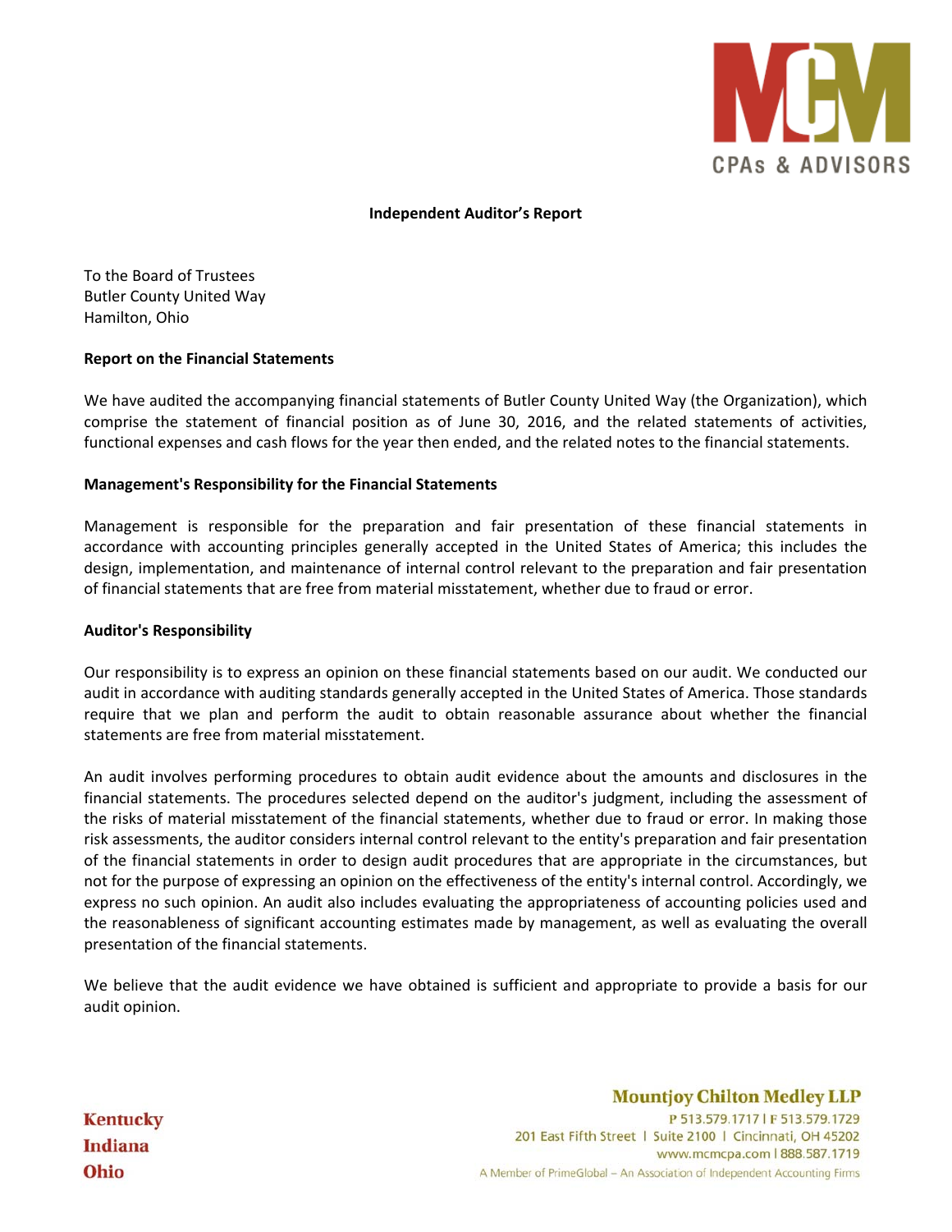# Independent Auditor's Report

To the Board of Trustees
Butler County United Way
Hamilton, Ohio

## Report on the Financial Statements

We have audited the accompanying financial statements of Butler County United Way (the Organization), which comprise the statement of financial position as of June 30, 2016, and the related statements of activities, functional expenses and cash flows for the year then ended, and the related notes to the financial statements.

## Management's Responsibility for the Financial Statements

Management is responsible for the preparation and fair presentation of these financial statements in accordance with accounting principles generally accepted in the United States of America; this includes the design, implementation, and maintenance of internal control relevant to the preparation and fair presentation of financial statements that are free from material misstatement, whether due to fraud or error.

## Auditor's Responsibility

Our responsibility is to express an opinion on these financial statements based on our audit. We conducted our audit in accordance with auditing standards generally accepted in the United States of America. Those standards require that we plan and perform the audit to obtain reasonable assurance about whether the financial statements are free from material misstatement.

An audit involves performing procedures to obtain audit evidence about the amounts and disclosures in the financial statements. The procedures selected depend on the auditor's judgment, including the assessment of the risks of material misstatement of the financial statements, whether due to fraud or error. In making those risk assessments, the auditor considers internal control relevant to the entity's preparation and fair presentation of the financial statements in order to design audit procedures that are appropriate in the circumstances, but not for the purpose of expressing an opinion on the effectiveness of the entity's internal control. Accordingly, we express no such opinion. An audit also includes evaluating the appropriateness of accounting policies used and the reasonableness of significant accounting estimates made by management, as well as evaluating the overall presentation of the financial statements.

We believe that the audit evidence we have obtained is sufficient and appropriate to provide a basis for our audit opinion.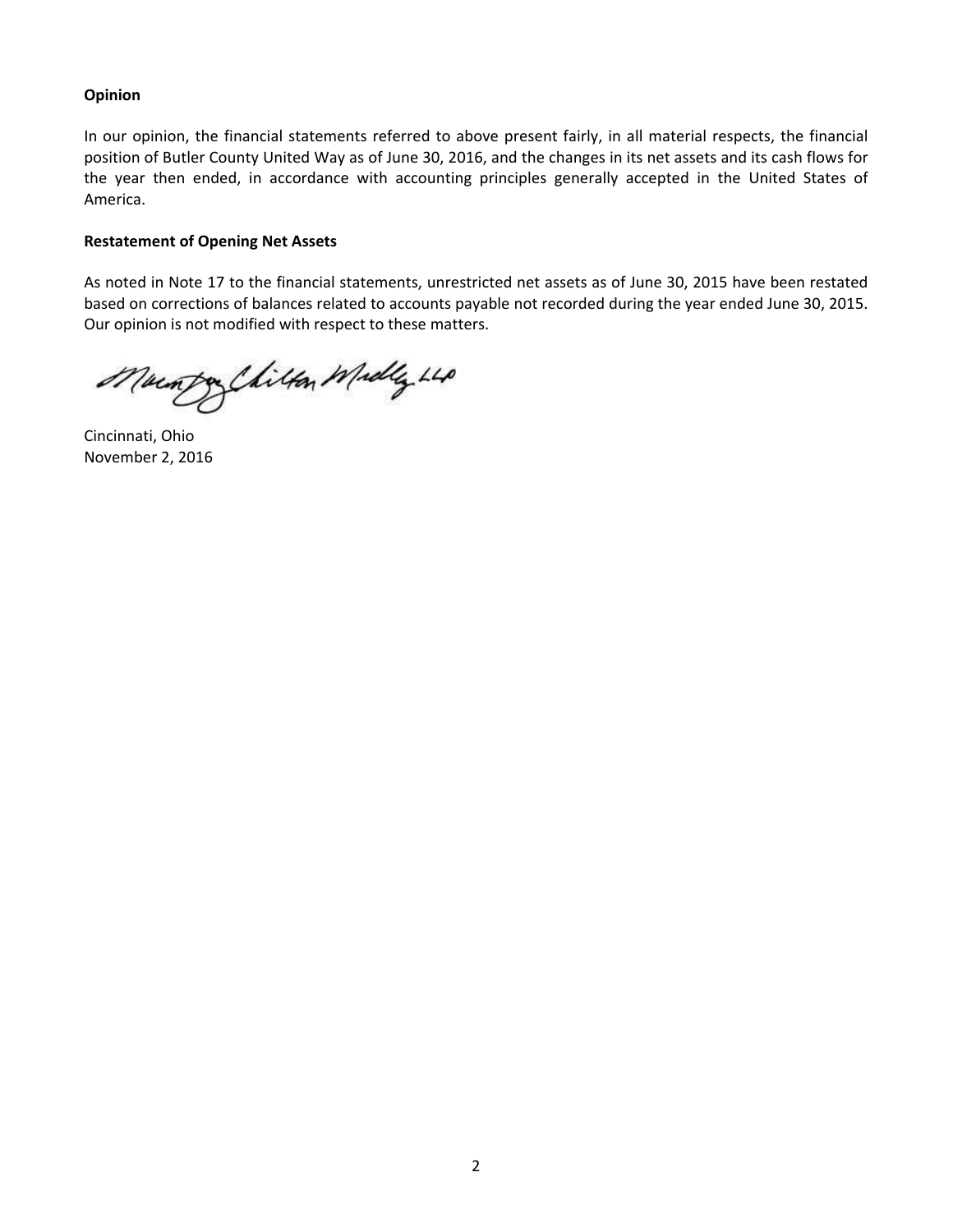**Opinion**

In our opinion, the financial statements referred to above present fairly, in all material respects, the financial position of Butler County United Way as of June 30, 2016, and the changes in its net assets and its cash flows for the year then ended, in accordance with accounting principles generally accepted in the United States of America.

**Restatement of Opening Net Assets**

As noted in Note 17 to the financial statements, unrestricted net assets as of June 30, 2015 have been restated based on corrections of balances related to accounts payable not recorded during the year ended June 30, 2015. Our opinion is not modified with respect to these matters.

Cincinnati, Ohio
November 2, 2016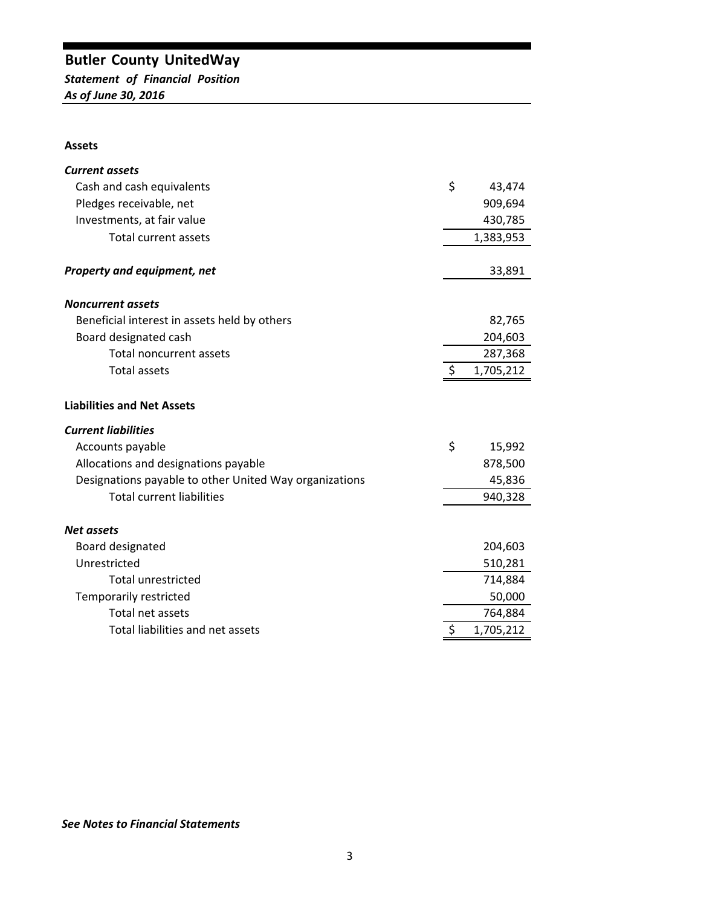# Butler County UnitedWay

***Statement of Financial Position***

***As of June 30, 2016***

| | |
|---|---|
| **Assets** | |
| ***Current assets*** | |
| Cash and cash equivalents | $ 43,474 |
| Pledges receivable, net | 909,694 |
| Investments, at fair value | 430,785 |
| Total current assets | 1,383,953 |
| ***Property and equipment, net*** | 33,891 |
| ***Noncurrent assets*** | |
| Beneficial interest in assets held by others | 82,765 |
| Board designated cash | 204,603 |
| Total noncurrent assets | 287,368 |
| Total assets | $ 1,705,212 |
| **Liabilities and Net Assets** | |
| ***Current liabilities*** | |
| Accounts payable | $ 15,992 |
| Allocations and designations payable | 878,500 |
| Designations payable to other United Way organizations | 45,836 |
| Total current liabilities | 940,328 |
| ***Net assets*** | |
| Board designated | 204,603 |
| Unrestricted | 510,281 |
| Total unrestricted | 714,884 |
| Temporarily restricted | 50,000 |
| Total net assets | 764,884 |
| Total liabilities and net assets | $ 1,705,212 |

***See Notes to Financial Statements***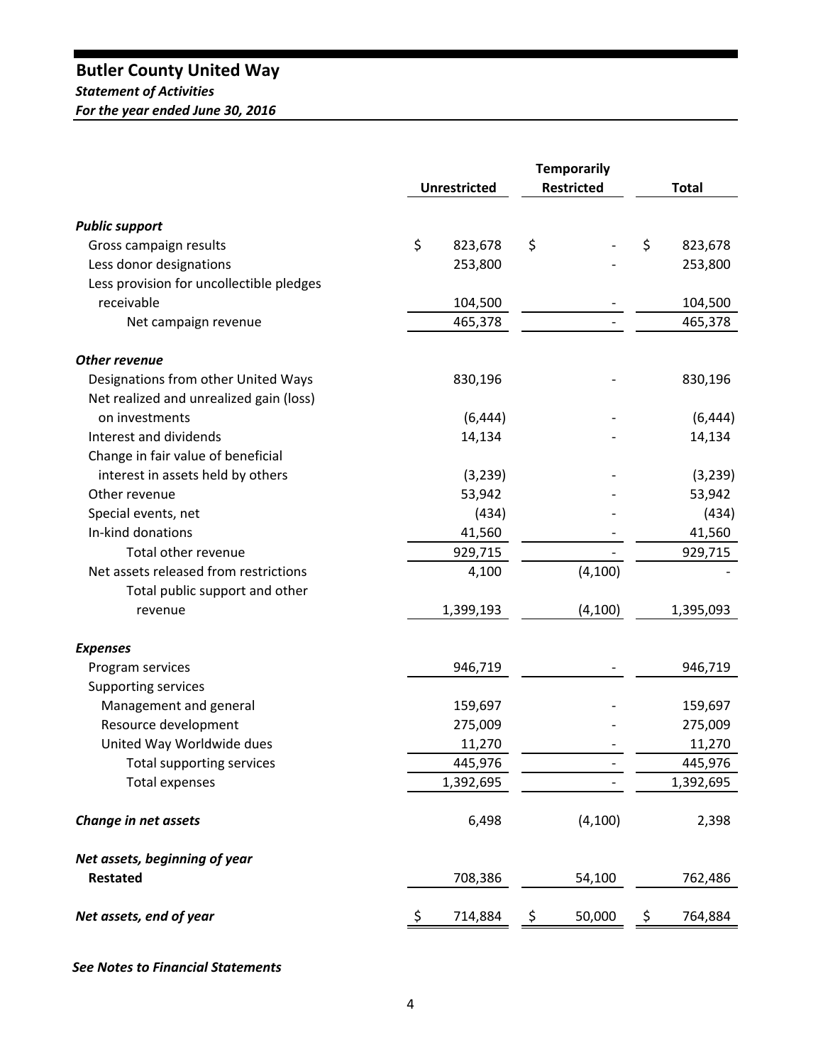# Butler County United Way

*Statement of Activities*

*For the year ended June 30, 2016*

| | Unrestricted | Temporarily Restricted | Total |
|---|---|---|---|
| ***Public support*** | | | |
| Gross campaign results | $ 823,678 | $ - | $ 823,678 |
| Less donor designations | 253,800 | - | 253,800 |
| Less provision for uncollectible pledges receivable | 104,500 | - | 104,500 |
| Net campaign revenue | 465,378 | - | 465,378 |
| ***Other revenue*** | | | |
| Designations from other United Ways | 830,196 | - | 830,196 |
| Net realized and unrealized gain (loss) on investments | (6,444) | - | (6,444) |
| Interest and dividends | 14,134 | - | 14,134 |
| Change in fair value of beneficial interest in assets held by others | (3,239) | - | (3,239) |
| Other revenue | 53,942 | - | 53,942 |
| Special events, net | (434) | - | (434) |
| In-kind donations | 41,560 | - | 41,560 |
| Total other revenue | 929,715 | - | 929,715 |
| Net assets released from restrictions | 4,100 | (4,100) | - |
| Total public support and other revenue | 1,399,193 | (4,100) | 1,395,093 |
| ***Expenses*** | | | |
| Program services | 946,719 | - | 946,719 |
| Supporting services | | | |
| Management and general | 159,697 | - | 159,697 |
| Resource development | 275,009 | - | 275,009 |
| United Way Worldwide dues | 11,270 | - | 11,270 |
| Total supporting services | 445,976 | - | 445,976 |
| Total expenses | 1,392,695 | - | 1,392,695 |
| ***Change in net assets*** | 6,498 | (4,100) | 2,398 |
| ***Net assets, beginning of year*** | | | |
| **Restated** | 708,386 | 54,100 | 762,486 |
| ***Net assets, end of year*** | $ 714,884 | $ 50,000 | $ 764,884 |

***See Notes to Financial Statements***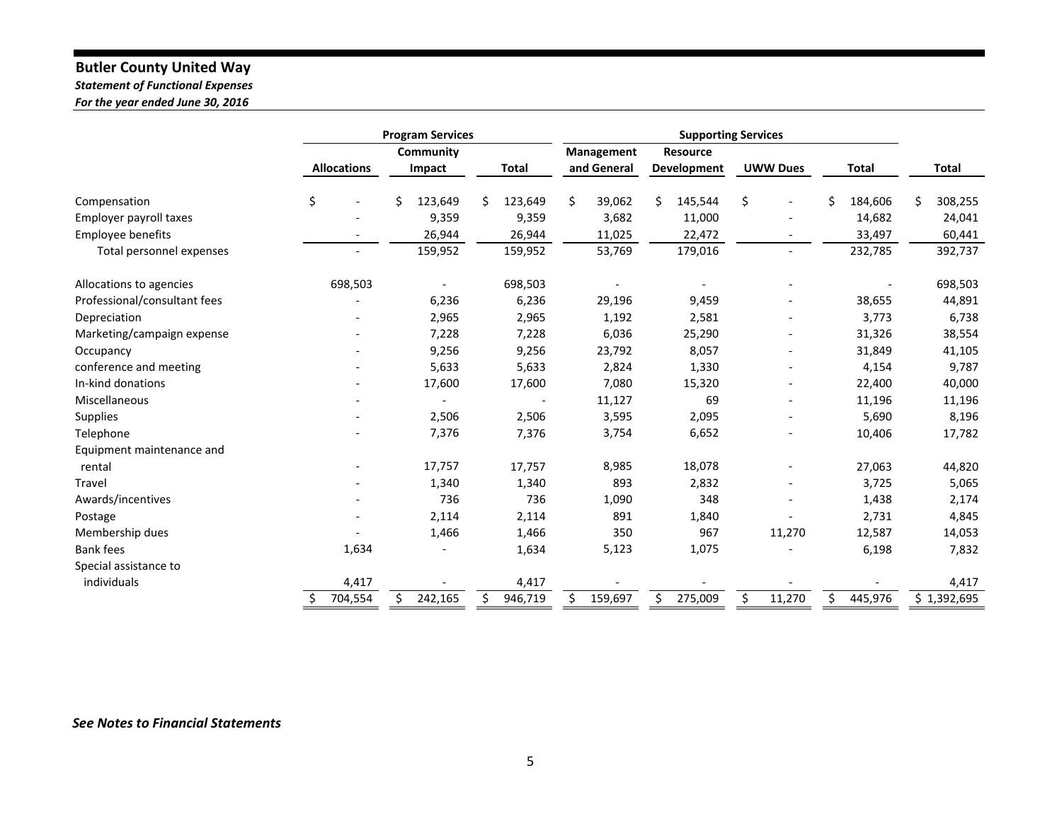# Butler County United Way

***Statement of Functional Expenses***

***For the year ended June 30, 2016***

| | Program Services | | | Supporting Services | | | | |
|---|---|---|---|---|---|---|---|---|
| | Allocations | Community Impact | Total | Management and General | Resource Development | UWW Dues | Total | Total |
| Compensation | $ - | $ 123,649 | $ 123,649 | $ 39,062 | $ 145,544 | $ - | $ 184,606 | $ 308,255 |
| Employer payroll taxes | - | 9,359 | 9,359 | 3,682 | 11,000 | - | 14,682 | 24,041 |
| Employee benefits | - | 26,944 | 26,944 | 11,025 | 22,472 | - | 33,497 | 60,441 |
| Total personnel expenses | - | 159,952 | 159,952 | 53,769 | 179,016 | - | 232,785 | 392,737 |
| Allocations to agencies | 698,503 | - | 698,503 | - | - | - | - | 698,503 |
| Professional/consultant fees | - | 6,236 | 6,236 | 29,196 | 9,459 | - | 38,655 | 44,891 |
| Depreciation | - | 2,965 | 2,965 | 1,192 | 2,581 | - | 3,773 | 6,738 |
| Marketing/campaign expense | - | 7,228 | 7,228 | 6,036 | 25,290 | - | 31,326 | 38,554 |
| Occupancy | - | 9,256 | 9,256 | 23,792 | 8,057 | - | 31,849 | 41,105 |
| conference and meeting | - | 5,633 | 5,633 | 2,824 | 1,330 | - | 4,154 | 9,787 |
| In-kind donations | - | 17,600 | 17,600 | 7,080 | 15,320 | - | 22,400 | 40,000 |
| Miscellaneous | - | - | - | 11,127 | 69 | - | 11,196 | 11,196 |
| Supplies | - | 2,506 | 2,506 | 3,595 | 2,095 | - | 5,690 | 8,196 |
| Telephone | - | 7,376 | 7,376 | 3,754 | 6,652 | - | 10,406 | 17,782 |
| Equipment maintenance and rental | - | 17,757 | 17,757 | 8,985 | 18,078 | - | 27,063 | 44,820 |
| Travel | - | 1,340 | 1,340 | 893 | 2,832 | - | 3,725 | 5,065 |
| Awards/incentives | - | 736 | 736 | 1,090 | 348 | - | 1,438 | 2,174 |
| Postage | - | 2,114 | 2,114 | 891 | 1,840 | - | 2,731 | 4,845 |
| Membership dues | - | 1,466 | 1,466 | 350 | 967 | 11,270 | 12,587 | 14,053 |
| Bank fees | 1,634 | - | 1,634 | 5,123 | 1,075 | - | 6,198 | 7,832 |
| Special assistance to individuals | 4,417 | - | 4,417 | - | - | - | - | 4,417 |
| | $ 704,554 | $ 242,165 | $ 946,719 | $ 159,697 | $ 275,009 | $ 11,270 | $ 445,976 | $ 1,392,695 |

***See Notes to Financial Statements***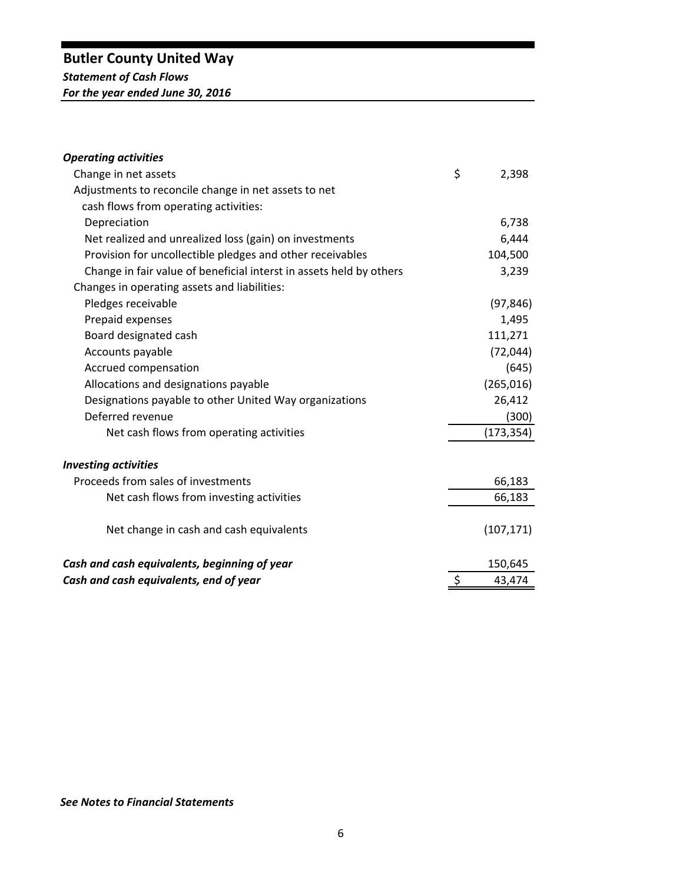## Butler County United Way

***Statement of Cash Flows***

***For the year ended June 30, 2016***

| | |
|---|---|
| ***Operating activities*** | |
| Change in net assets | $ 2,398 |
| Adjustments to reconcile change in net assets to net cash flows from operating activities: | |
| Depreciation | 6,738 |
| Net realized and unrealized loss (gain) on investments | 6,444 |
| Provision for uncollectible pledges and other receivables | 104,500 |
| Change in fair value of beneficial interst in assets held by others | 3,239 |
| Changes in operating assets and liabilities: | |
| Pledges receivable | (97,846) |
| Prepaid expenses | 1,495 |
| Board designated cash | 111,271 |
| Accounts payable | (72,044) |
| Accrued compensation | (645) |
| Allocations and designations payable | (265,016) |
| Designations payable to other United Way organizations | 26,412 |
| Deferred revenue | (300) |
| Net cash flows from operating activities | (173,354) |
| ***Investing activities*** | |
| Proceeds from sales of investments | 66,183 |
| Net cash flows from investing activities | 66,183 |
| Net change in cash and cash equivalents | (107,171) |
| ***Cash and cash equivalents, beginning of year*** | 150,645 |
| ***Cash and cash equivalents, end of year*** | $ 43,474 |

***See Notes to Financial Statements***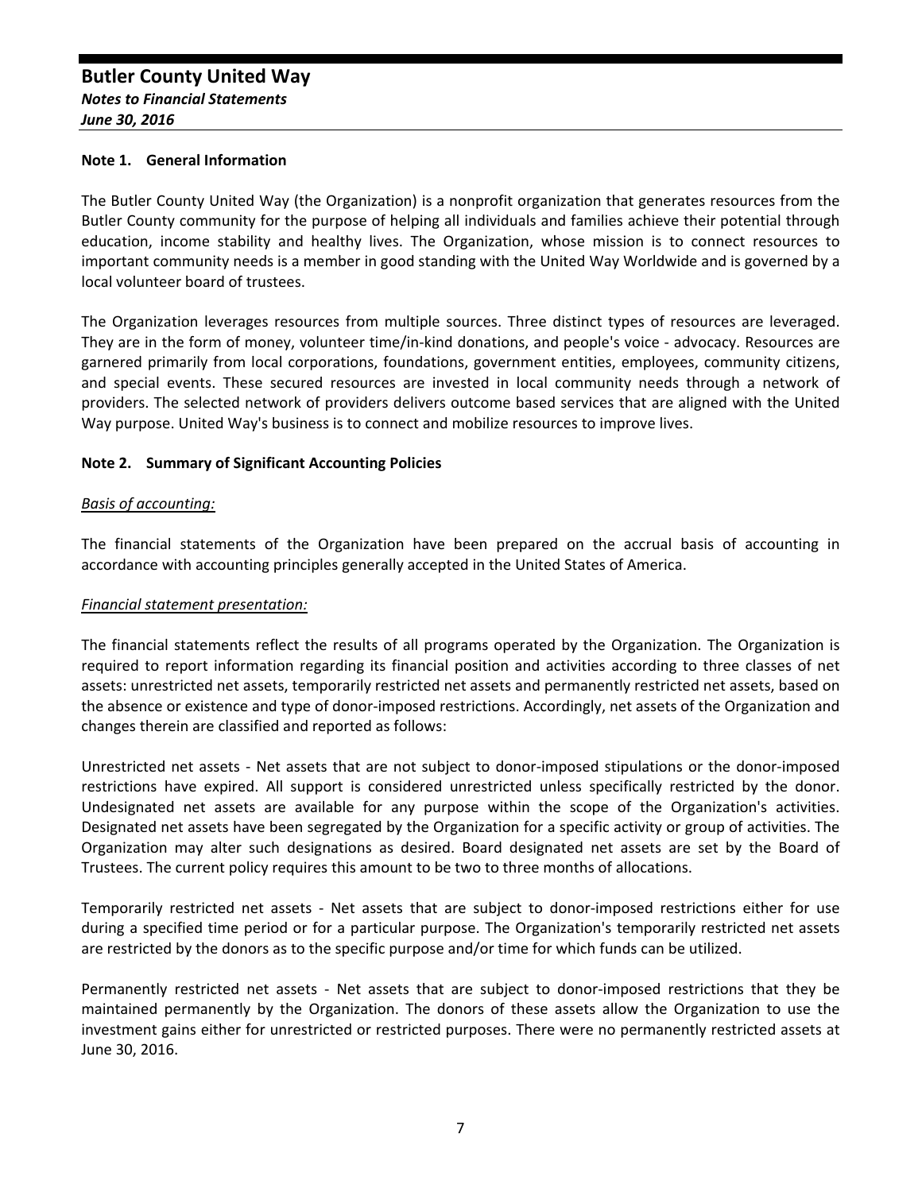# Butler County United Way

***Notes to Financial Statements***

***June 30, 2016***

## Note 1. General Information

The Butler County United Way (the Organization) is a nonprofit organization that generates resources from the Butler County community for the purpose of helping all individuals and families achieve their potential through education, income stability and healthy lives. The Organization, whose mission is to connect resources to important community needs is a member in good standing with the United Way Worldwide and is governed by a local volunteer board of trustees.

The Organization leverages resources from multiple sources. Three distinct types of resources are leveraged. They are in the form of money, volunteer time/in-kind donations, and people's voice - advocacy. Resources are garnered primarily from local corporations, foundations, government entities, employees, community citizens, and special events. These secured resources are invested in local community needs through a network of providers. The selected network of providers delivers outcome based services that are aligned with the United Way purpose. United Way's business is to connect and mobilize resources to improve lives.

## Note 2. Summary of Significant Accounting Policies

*Basis of accounting:*

The financial statements of the Organization have been prepared on the accrual basis of accounting in accordance with accounting principles generally accepted in the United States of America.

*Financial statement presentation:*

The financial statements reflect the results of all programs operated by the Organization. The Organization is required to report information regarding its financial position and activities according to three classes of net assets: unrestricted net assets, temporarily restricted net assets and permanently restricted net assets, based on the absence or existence and type of donor-imposed restrictions. Accordingly, net assets of the Organization and changes therein are classified and reported as follows:

Unrestricted net assets - Net assets that are not subject to donor-imposed stipulations or the donor-imposed restrictions have expired. All support is considered unrestricted unless specifically restricted by the donor. Undesignated net assets are available for any purpose within the scope of the Organization's activities. Designated net assets have been segregated by the Organization for a specific activity or group of activities. The Organization may alter such designations as desired. Board designated net assets are set by the Board of Trustees. The current policy requires this amount to be two to three months of allocations.

Temporarily restricted net assets - Net assets that are subject to donor-imposed restrictions either for use during a specified time period or for a particular purpose. The Organization's temporarily restricted net assets are restricted by the donors as to the specific purpose and/or time for which funds can be utilized.

Permanently restricted net assets - Net assets that are subject to donor-imposed restrictions that they be maintained permanently by the Organization. The donors of these assets allow the Organization to use the investment gains either for unrestricted or restricted purposes. There were no permanently restricted assets at June 30, 2016.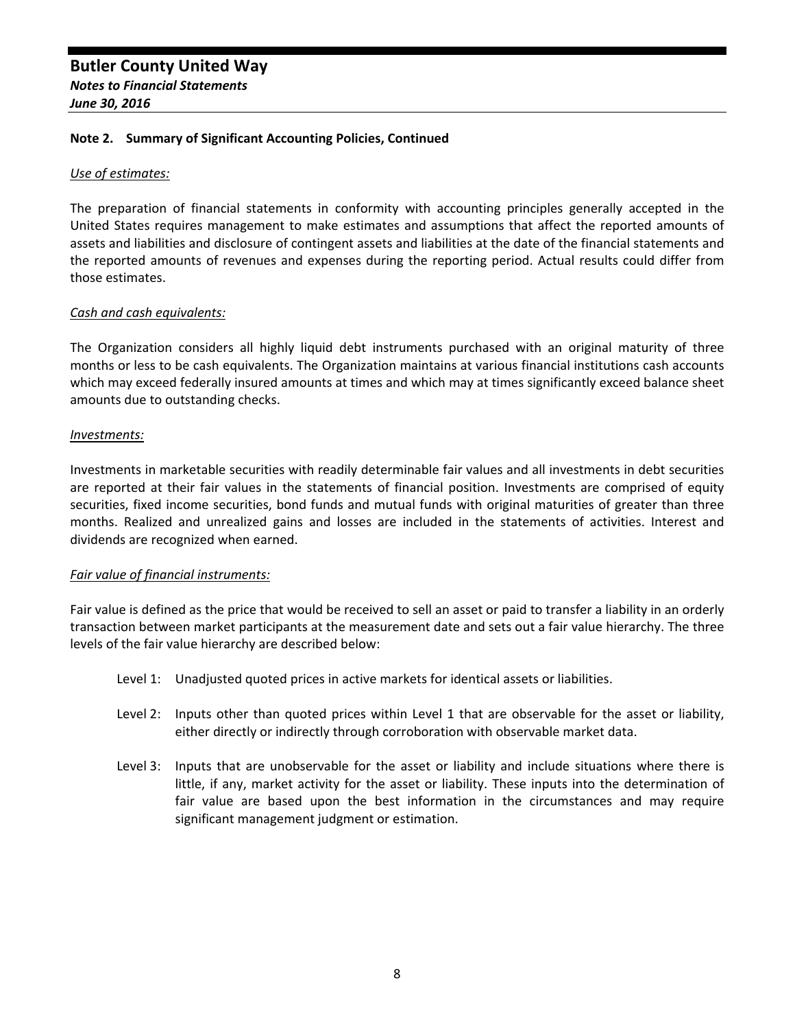**Butler County United Way**
***Notes to Financial Statements***
***June 30, 2016***

**Note 2. Summary of Significant Accounting Policies, Continued**

*Use of estimates:*

The preparation of financial statements in conformity with accounting principles generally accepted in the United States requires management to make estimates and assumptions that affect the reported amounts of assets and liabilities and disclosure of contingent assets and liabilities at the date of the financial statements and the reported amounts of revenues and expenses during the reporting period. Actual results could differ from those estimates.

*Cash and cash equivalents:*

The Organization considers all highly liquid debt instruments purchased with an original maturity of three months or less to be cash equivalents. The Organization maintains at various financial institutions cash accounts which may exceed federally insured amounts at times and which may at times significantly exceed balance sheet amounts due to outstanding checks.

*Investments:*

Investments in marketable securities with readily determinable fair values and all investments in debt securities are reported at their fair values in the statements of financial position. Investments are comprised of equity securities, fixed income securities, bond funds and mutual funds with original maturities of greater than three months. Realized and unrealized gains and losses are included in the statements of activities. Interest and dividends are recognized when earned.

*Fair value of financial instruments:*

Fair value is defined as the price that would be received to sell an asset or paid to transfer a liability in an orderly transaction between market participants at the measurement date and sets out a fair value hierarchy. The three levels of the fair value hierarchy are described below:

- Level 1: Unadjusted quoted prices in active markets for identical assets or liabilities.
- Level 2: Inputs other than quoted prices within Level 1 that are observable for the asset or liability, either directly or indirectly through corroboration with observable market data.
- Level 3: Inputs that are unobservable for the asset or liability and include situations where there is little, if any, market activity for the asset or liability. These inputs into the determination of fair value are based upon the best information in the circumstances and may require significant management judgment or estimation.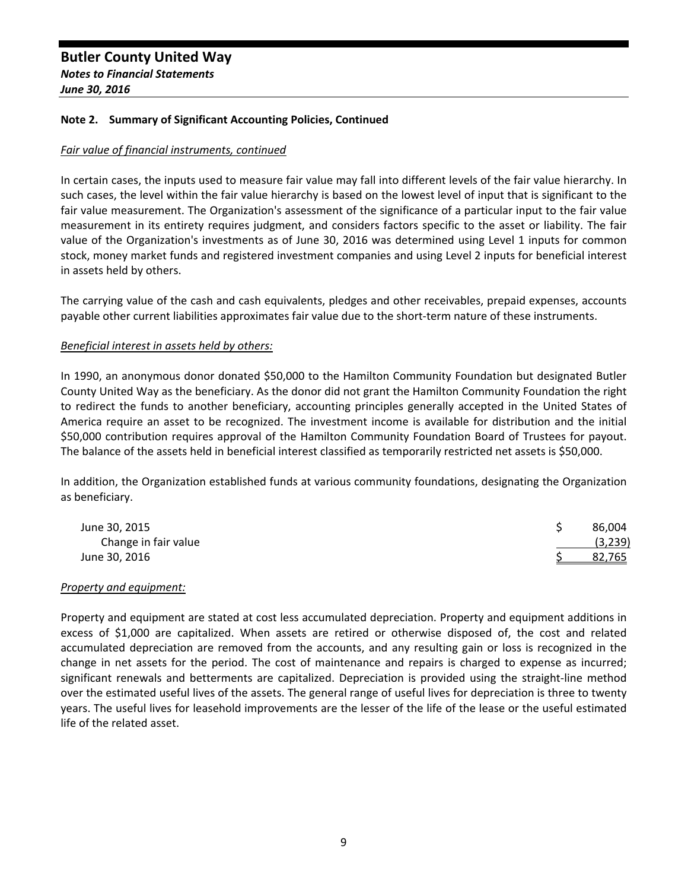## Note 2. Summary of Significant Accounting Policies, Continued

*Fair value of financial instruments, continued*

In certain cases, the inputs used to measure fair value may fall into different levels of the fair value hierarchy. In such cases, the level within the fair value hierarchy is based on the lowest level of input that is significant to the fair value measurement. The Organization's assessment of the significance of a particular input to the fair value measurement in its entirety requires judgment, and considers factors specific to the asset or liability. The fair value of the Organization's investments as of June 30, 2016 was determined using Level 1 inputs for common stock, money market funds and registered investment companies and using Level 2 inputs for beneficial interest in assets held by others.

The carrying value of the cash and cash equivalents, pledges and other receivables, prepaid expenses, accounts payable other current liabilities approximates fair value due to the short-term nature of these instruments.

*Beneficial interest in assets held by others:*

In 1990, an anonymous donor donated $50,000 to the Hamilton Community Foundation but designated Butler County United Way as the beneficiary. As the donor did not grant the Hamilton Community Foundation the right to redirect the funds to another beneficiary, accounting principles generally accepted in the United States of America require an asset to be recognized. The investment income is available for distribution and the initial $50,000 contribution requires approval of the Hamilton Community Foundation Board of Trustees for payout. The balance of the assets held in beneficial interest classified as temporarily restricted net assets is $50,000.

In addition, the Organization established funds at various community foundations, designating the Organization as beneficiary.

| | |
|---|---|
| June 30, 2015 | $ 86,004 |
| Change in fair value | (3,239) |
| June 30, 2016 | $ 82,765 |

*Property and equipment:*

Property and equipment are stated at cost less accumulated depreciation. Property and equipment additions in excess of $1,000 are capitalized. When assets are retired or otherwise disposed of, the cost and related accumulated depreciation are removed from the accounts, and any resulting gain or loss is recognized in the change in net assets for the period. The cost of maintenance and repairs is charged to expense as incurred; significant renewals and betterments are capitalized. Depreciation is provided using the straight-line method over the estimated useful lives of the assets. The general range of useful lives for depreciation is three to twenty years. The useful lives for leasehold improvements are the lesser of the life of the lease or the useful estimated life of the related asset.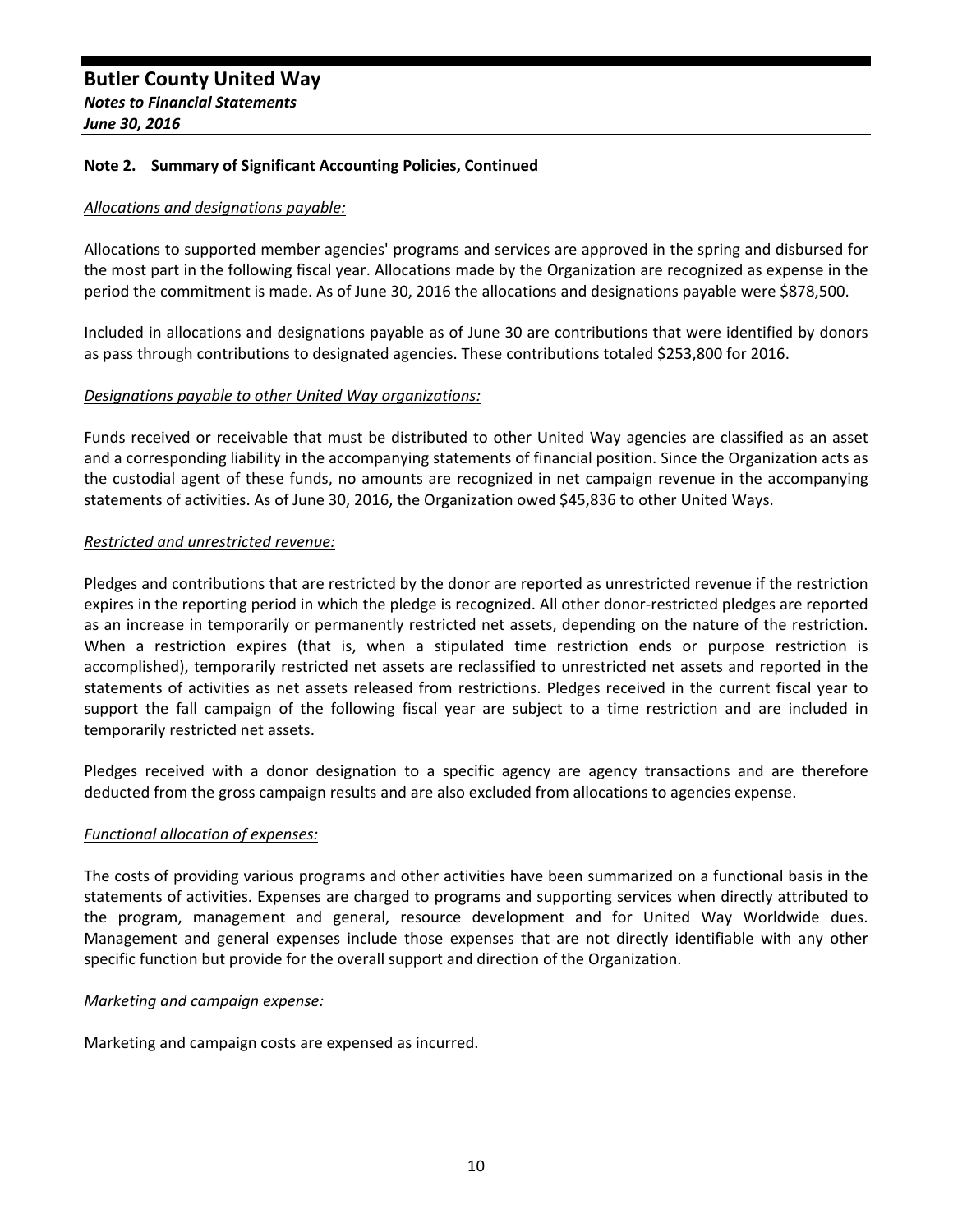## Note 2. Summary of Significant Accounting Policies, Continued

*Allocations and designations payable:*

Allocations to supported member agencies' programs and services are approved in the spring and disbursed for the most part in the following fiscal year. Allocations made by the Organization are recognized as expense in the period the commitment is made. As of June 30, 2016 the allocations and designations payable were $878,500.

Included in allocations and designations payable as of June 30 are contributions that were identified by donors as pass through contributions to designated agencies. These contributions totaled $253,800 for 2016.

*Designations payable to other United Way organizations:*

Funds received or receivable that must be distributed to other United Way agencies are classified as an asset and a corresponding liability in the accompanying statements of financial position. Since the Organization acts as the custodial agent of these funds, no amounts are recognized in net campaign revenue in the accompanying statements of activities. As of June 30, 2016, the Organization owed $45,836 to other United Ways.

*Restricted and unrestricted revenue:*

Pledges and contributions that are restricted by the donor are reported as unrestricted revenue if the restriction expires in the reporting period in which the pledge is recognized. All other donor-restricted pledges are reported as an increase in temporarily or permanently restricted net assets, depending on the nature of the restriction. When a restriction expires (that is, when a stipulated time restriction ends or purpose restriction is accomplished), temporarily restricted net assets are reclassified to unrestricted net assets and reported in the statements of activities as net assets released from restrictions. Pledges received in the current fiscal year to support the fall campaign of the following fiscal year are subject to a time restriction and are included in temporarily restricted net assets.

Pledges received with a donor designation to a specific agency are agency transactions and are therefore deducted from the gross campaign results and are also excluded from allocations to agencies expense.

*Functional allocation of expenses:*

The costs of providing various programs and other activities have been summarized on a functional basis in the statements of activities. Expenses are charged to programs and supporting services when directly attributed to the program, management and general, resource development and for United Way Worldwide dues. Management and general expenses include those expenses that are not directly identifiable with any other specific function but provide for the overall support and direction of the Organization.

*Marketing and campaign expense:*

Marketing and campaign costs are expensed as incurred.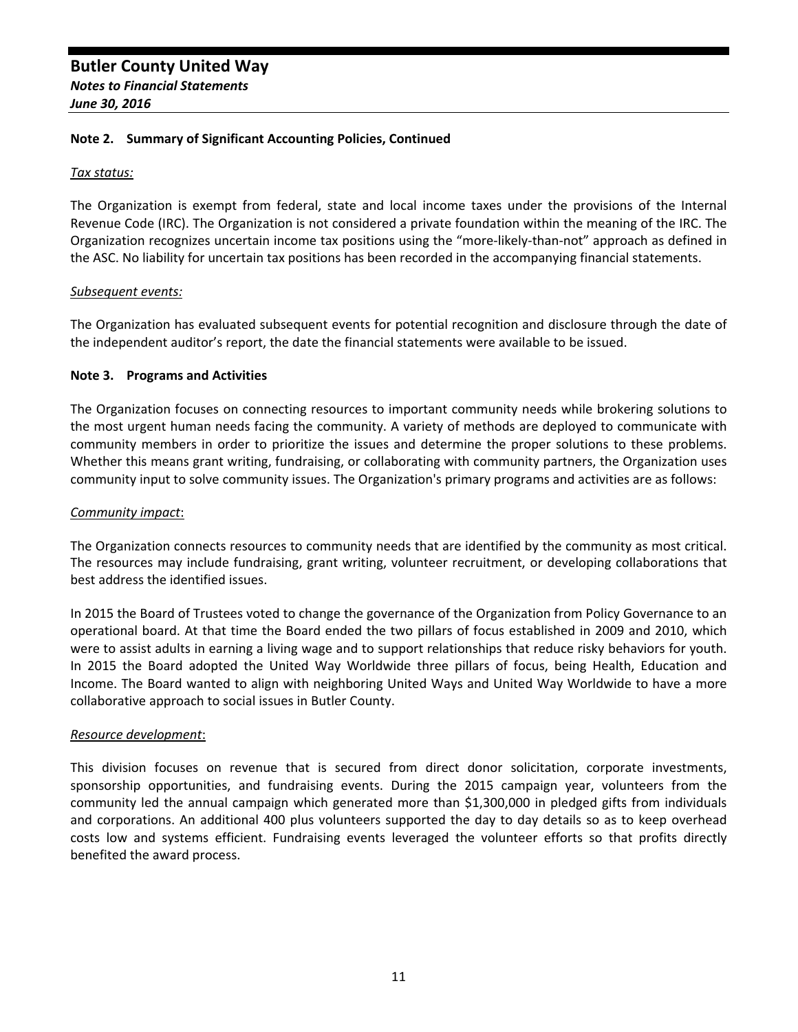## Note 2. Summary of Significant Accounting Policies, Continued

*Tax status:*

The Organization is exempt from federal, state and local income taxes under the provisions of the Internal Revenue Code (IRC). The Organization is not considered a private foundation within the meaning of the IRC. The Organization recognizes uncertain income tax positions using the "more-likely-than-not" approach as defined in the ASC. No liability for uncertain tax positions has been recorded in the accompanying financial statements.

*Subsequent events:*

The Organization has evaluated subsequent events for potential recognition and disclosure through the date of the independent auditor's report, the date the financial statements were available to be issued.

## Note 3. Programs and Activities

The Organization focuses on connecting resources to important community needs while brokering solutions to the most urgent human needs facing the community. A variety of methods are deployed to communicate with community members in order to prioritize the issues and determine the proper solutions to these problems. Whether this means grant writing, fundraising, or collaborating with community partners, the Organization uses community input to solve community issues. The Organization's primary programs and activities are as follows:

*Community impact*:

The Organization connects resources to community needs that are identified by the community as most critical. The resources may include fundraising, grant writing, volunteer recruitment, or developing collaborations that best address the identified issues.

In 2015 the Board of Trustees voted to change the governance of the Organization from Policy Governance to an operational board. At that time the Board ended the two pillars of focus established in 2009 and 2010, which were to assist adults in earning a living wage and to support relationships that reduce risky behaviors for youth. In 2015 the Board adopted the United Way Worldwide three pillars of focus, being Health, Education and Income. The Board wanted to align with neighboring United Ways and United Way Worldwide to have a more collaborative approach to social issues in Butler County.

*Resource development*:

This division focuses on revenue that is secured from direct donor solicitation, corporate investments, sponsorship opportunities, and fundraising events. During the 2015 campaign year, volunteers from the community led the annual campaign which generated more than $1,300,000 in pledged gifts from individuals and corporations. An additional 400 plus volunteers supported the day to day details so as to keep overhead costs low and systems efficient. Fundraising events leveraged the volunteer efforts so that profits directly benefited the award process.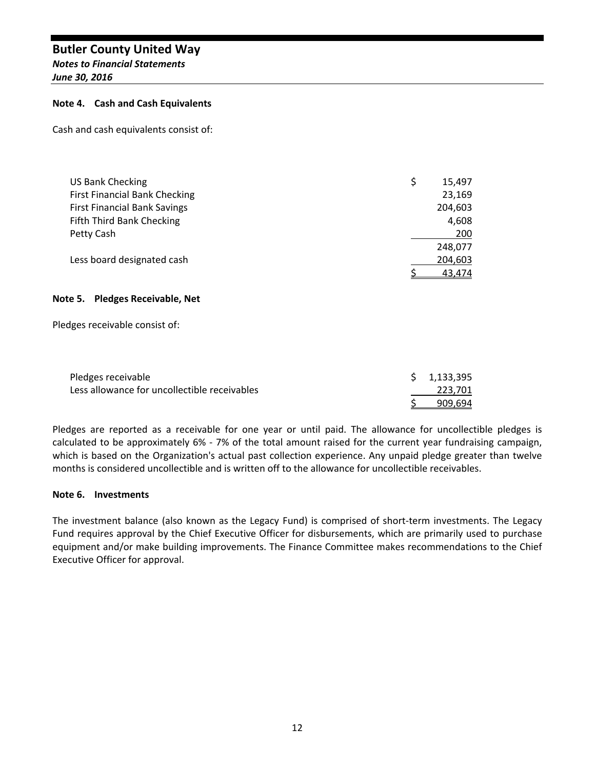# Butler County United Way

***Notes to Financial Statements***

***June 30, 2016***

**Note 4. Cash and Cash Equivalents**

Cash and cash equivalents consist of:

| | |
|---|---|
| US Bank Checking | $ 15,497 |
| First Financial Bank Checking | 23,169 |
| First Financial Bank Savings | 204,603 |
| Fifth Third Bank Checking | 4,608 |
| Petty Cash | 200 |
| | 248,077 |
| Less board designated cash | 204,603 |
| | $ 43,474 |

**Note 5. Pledges Receivable, Net**

Pledges receivable consist of:

| | |
|---|---|
| Pledges receivable | $ 1,133,395 |
| Less allowance for uncollectible receivables | 223,701 |
| | $ 909,694 |

Pledges are reported as a receivable for one year or until paid. The allowance for uncollectible pledges is calculated to be approximately 6% - 7% of the total amount raised for the current year fundraising campaign, which is based on the Organization's actual past collection experience. Any unpaid pledge greater than twelve months is considered uncollectible and is written off to the allowance for uncollectible receivables.

**Note 6. Investments**

The investment balance (also known as the Legacy Fund) is comprised of short-term investments. The Legacy Fund requires approval by the Chief Executive Officer for disbursements, which are primarily used to purchase equipment and/or make building improvements. The Finance Committee makes recommendations to the Chief Executive Officer for approval.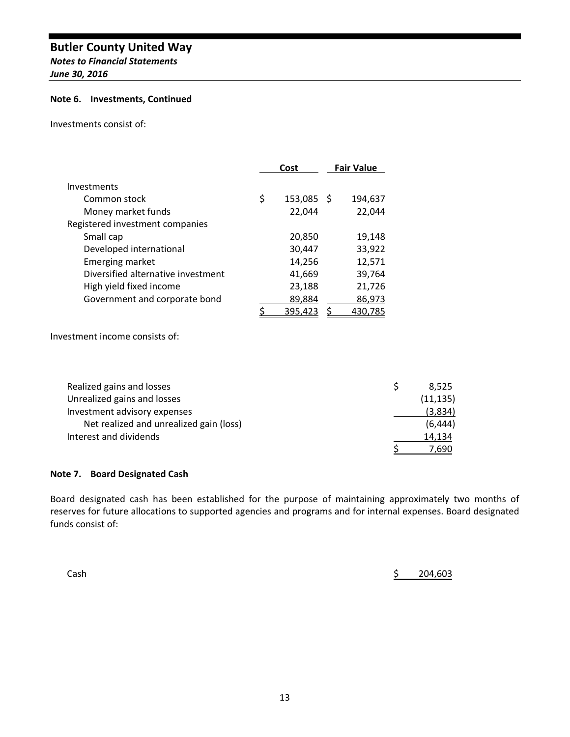# Butler County United Way

***Notes to Financial Statements***

***June 30, 2016***

**Note 6. Investments, Continued**

Investments consist of:

| | Cost | Fair Value |
|---|---|---|
| Investments | | |
| Common stock | $ 153,085 | $ 194,637 |
| Money market funds | 22,044 | 22,044 |
| Registered investment companies | | |
| Small cap | 20,850 | 19,148 |
| Developed international | 30,447 | 33,922 |
| Emerging market | 14,256 | 12,571 |
| Diversified alternative investment | 41,669 | 39,764 |
| High yield fixed income | 23,188 | 21,726 |
| Government and corporate bond | 89,884 | 86,973 |
| | $ 395,423 | $ 430,785 |

Investment income consists of:

| | |
|---|---|
| Realized gains and losses | $ 8,525 |
| Unrealized gains and losses | (11,135) |
| Investment advisory expenses | (3,834) |
| Net realized and unrealized gain (loss) | (6,444) |
| Interest and dividends | 14,134 |
| | $ 7,690 |

**Note 7. Board Designated Cash**

Board designated cash has been established for the purpose of maintaining approximately two months of reserves for future allocations to supported agencies and programs and for internal expenses. Board designated funds consist of:

| | |
|---|---|
| Cash | $ 204,603 |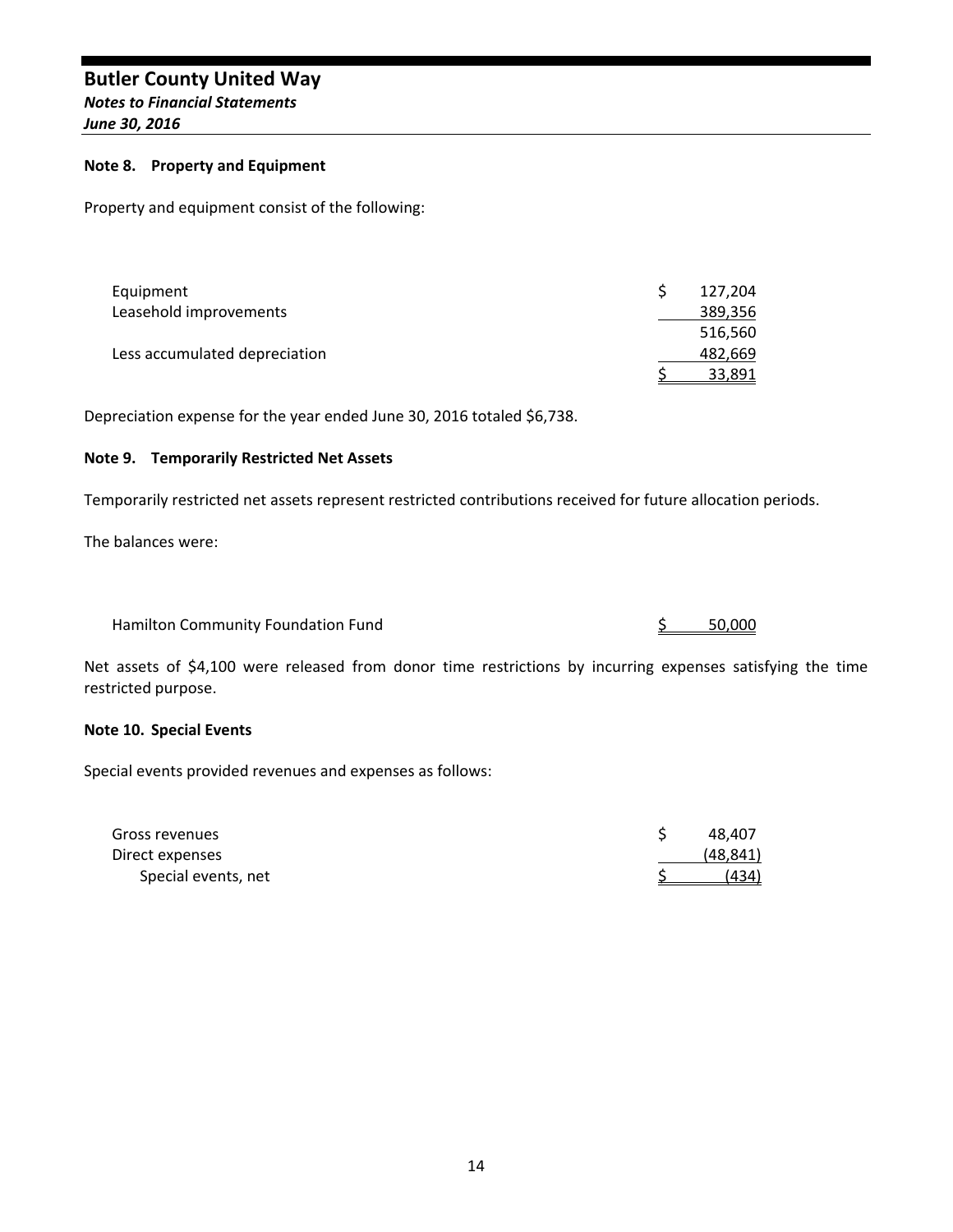**Butler County United Way**
***Notes to Financial Statements***
***June 30, 2016***

**Note 8. Property and Equipment**

Property and equipment consist of the following:

| | |
|---|---|
| Equipment | $ 127,204 |
| Leasehold improvements | 389,356 |
| | 516,560 |
| Less accumulated depreciation | 482,669 |
| | $ 33,891 |

Depreciation expense for the year ended June 30, 2016 totaled $6,738.

**Note 9. Temporarily Restricted Net Assets**

Temporarily restricted net assets represent restricted contributions received for future allocation periods.

The balances were:

| | |
|---|---|
| Hamilton Community Foundation Fund | $ 50,000 |

Net assets of $4,100 were released from donor time restrictions by incurring expenses satisfying the time restricted purpose.

**Note 10. Special Events**

Special events provided revenues and expenses as follows:

| | |
|---|---|
| Gross revenues | $ 48,407 |
| Direct expenses | (48,841) |
| Special events, net | $ (434) |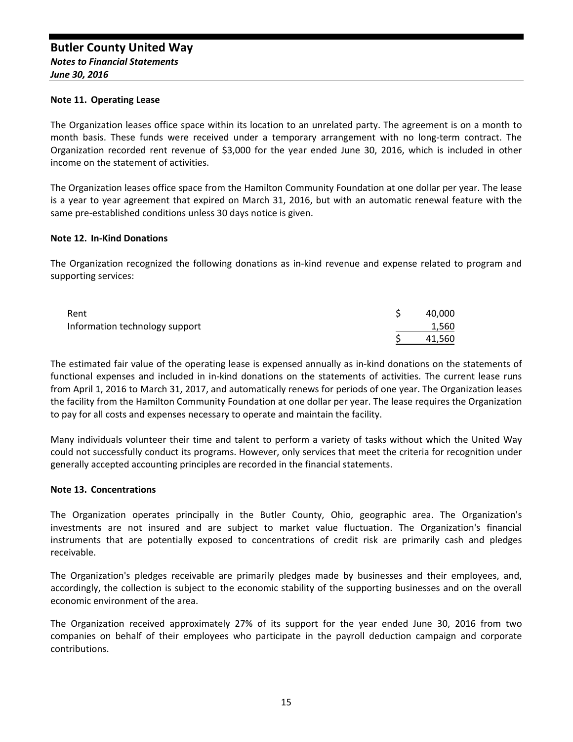**Butler County United Way**
***Notes to Financial Statements***
***June 30, 2016***

**Note 11. Operating Lease**

The Organization leases office space within its location to an unrelated party. The agreement is on a month to month basis. These funds were received under a temporary arrangement with no long-term contract. The Organization recorded rent revenue of $3,000 for the year ended June 30, 2016, which is included in other income on the statement of activities.

The Organization leases office space from the Hamilton Community Foundation at one dollar per year. The lease is a year to year agreement that expired on March 31, 2016, but with an automatic renewal feature with the same pre-established conditions unless 30 days notice is given.

**Note 12. In-Kind Donations**

The Organization recognized the following donations as in-kind revenue and expense related to program and supporting services:

| | |
|---|---|
| Rent | $ 40,000 |
| Information technology support | 1,560 |
| | $ 41,560 |

The estimated fair value of the operating lease is expensed annually as in-kind donations on the statements of functional expenses and included in in-kind donations on the statements of activities. The current lease runs from April 1, 2016 to March 31, 2017, and automatically renews for periods of one year. The Organization leases the facility from the Hamilton Community Foundation at one dollar per year. The lease requires the Organization to pay for all costs and expenses necessary to operate and maintain the facility.

Many individuals volunteer their time and talent to perform a variety of tasks without which the United Way could not successfully conduct its programs. However, only services that meet the criteria for recognition under generally accepted accounting principles are recorded in the financial statements.

**Note 13. Concentrations**

The Organization operates principally in the Butler County, Ohio, geographic area. The Organization's investments are not insured and are subject to market value fluctuation. The Organization's financial instruments that are potentially exposed to concentrations of credit risk are primarily cash and pledges receivable.

The Organization's pledges receivable are primarily pledges made by businesses and their employees, and, accordingly, the collection is subject to the economic stability of the supporting businesses and on the overall economic environment of the area.

The Organization received approximately 27% of its support for the year ended June 30, 2016 from two companies on behalf of their employees who participate in the payroll deduction campaign and corporate contributions.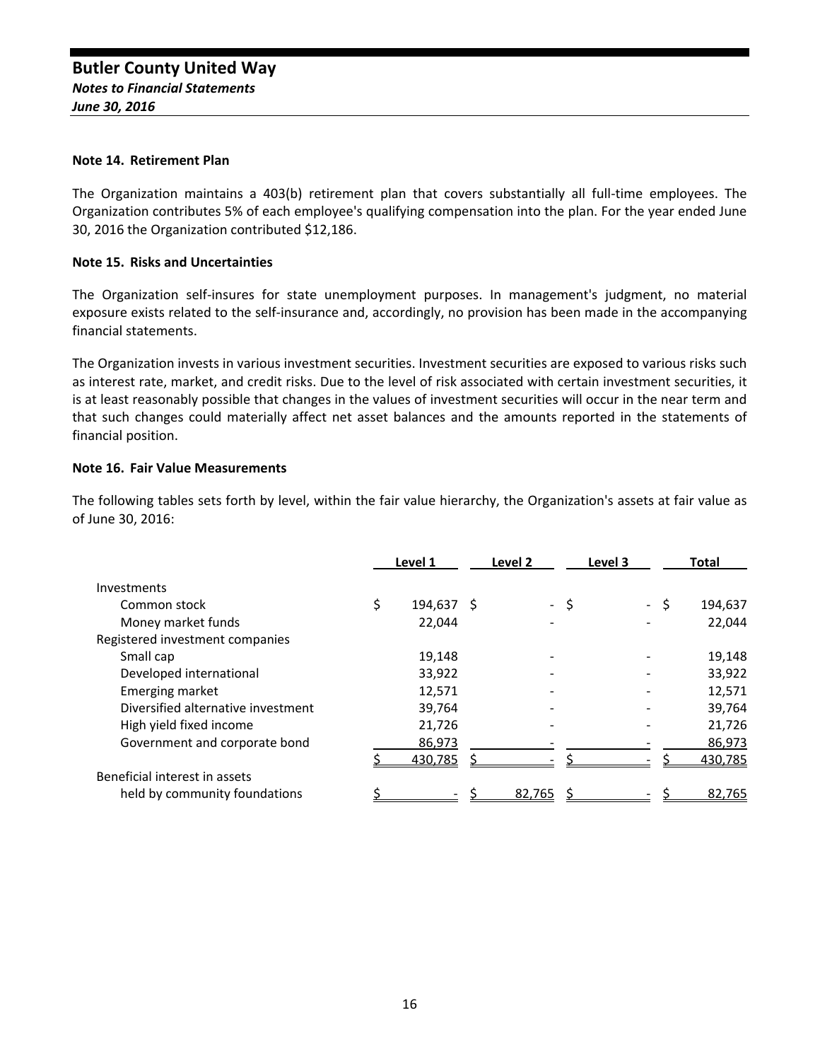**Butler County United Way**
***Notes to Financial Statements***
***June 30, 2016***

**Note 14. Retirement Plan**

The Organization maintains a 403(b) retirement plan that covers substantially all full-time employees. The Organization contributes 5% of each employee's qualifying compensation into the plan. For the year ended June 30, 2016 the Organization contributed $12,186.

**Note 15. Risks and Uncertainties**

The Organization self-insures for state unemployment purposes. In management's judgment, no material exposure exists related to the self-insurance and, accordingly, no provision has been made in the accompanying financial statements.

The Organization invests in various investment securities. Investment securities are exposed to various risks such as interest rate, market, and credit risks. Due to the level of risk associated with certain investment securities, it is at least reasonably possible that changes in the values of investment securities will occur in the near term and that such changes could materially affect net asset balances and the amounts reported in the statements of financial position.

**Note 16. Fair Value Measurements**

The following tables sets forth by level, within the fair value hierarchy, the Organization's assets at fair value as of June 30, 2016:

| | Level 1 | Level 2 | Level 3 | Total |
|---|---|---|---|---|
| Investments | | | | |
| Common stock | $ 194,637 | $ - | $ - | $ 194,637 |
| Money market funds | 22,044 | - | - | 22,044 |
| Registered investment companies | | | | |
| Small cap | 19,148 | - | - | 19,148 |
| Developed international | 33,922 | - | - | 33,922 |
| Emerging market | 12,571 | - | - | 12,571 |
| Diversified alternative investment | 39,764 | - | - | 39,764 |
| High yield fixed income | 21,726 | - | - | 21,726 |
| Government and corporate bond | 86,973 | - | - | 86,973 |
| | $ 430,785 | $ - | $ - | $ 430,785 |
| Beneficial interest in assets held by community foundations | $ - | $ 82,765 | $ - | $ 82,765 |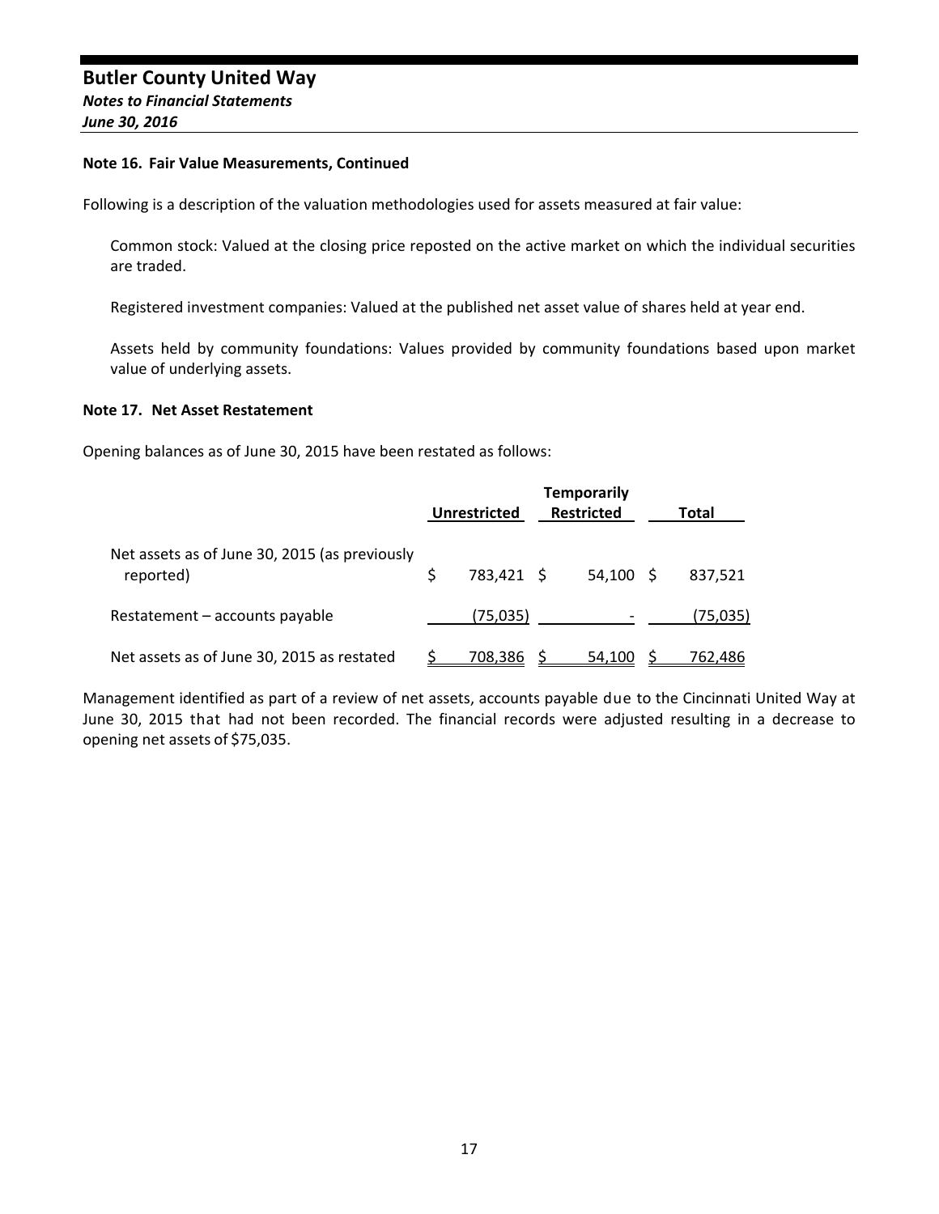**Butler County United Way**
***Notes to Financial Statements***
***June 30, 2016***

**Note 16. Fair Value Measurements, Continued**

Following is a description of the valuation methodologies used for assets measured at fair value:

Common stock: Valued at the closing price reposted on the active market on which the individual securities are traded.

Registered investment companies: Valued at the published net asset value of shares held at year end.

Assets held by community foundations: Values provided by community foundations based upon market value of underlying assets.

**Note 17. Net Asset Restatement**

Opening balances as of June 30, 2015 have been restated as follows:

| | Unrestricted | Temporarily Restricted | Total |
|---|---|---|---|
| Net assets as of June 30, 2015 (as previously reported) | $ 783,421 | $ 54,100 | $ 837,521 |
| Restatement – accounts payable | (75,035) | - | (75,035) |
| Net assets as of June 30, 2015 as restated | $ 708,386 | $ 54,100 | $ 762,486 |

Management identified as part of a review of net assets, accounts payable due to the Cincinnati United Way at June 30, 2015 that had not been recorded. The financial records were adjusted resulting in a decrease to opening net assets of $75,035.